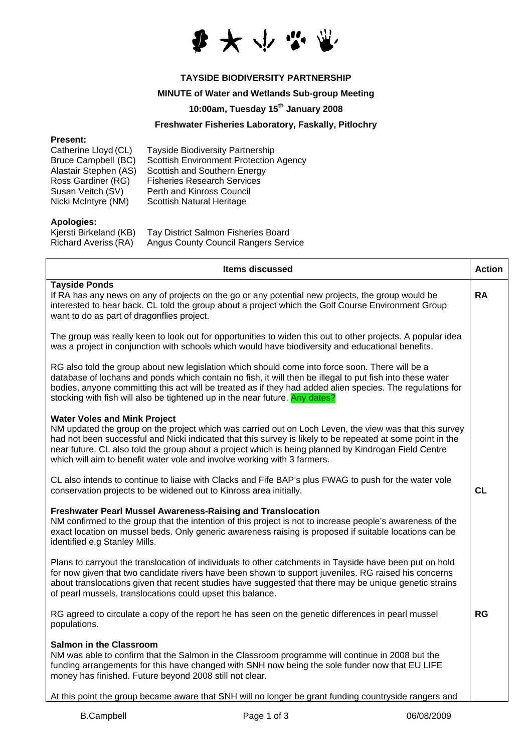**TAYSIDE BIODIVERSITY PARTNERSHIP**

**MINUTE of Water and Wetlands Sub-group Meeting**

**10:00am, Tuesday 15th January 2008**

**Freshwater Fisheries Laboratory, Faskally, Pitlochry**

**Present:**

| | |
|---|---|
| Catherine Lloyd (CL) | Tayside Biodiversity Partnership |
| Bruce Campbell (BC) | Scottish Environment Protection Agency |
| Alastair Stephen (AS) | Scottish and Southern Energy |
| Ross Gardiner (RG) | Fisheries Research Services |
| Susan Veitch (SV) | Perth and Kinross Council |
| Nicki McIntyre (NM) | Scottish Natural Heritage |

**Apologies:**

| | |
|---|---|
| Kjersti Birkeland (KB) | Tay District Salmon Fisheries Board |
| Richard Averiss (RA) | Angus County Council Rangers Service |

| Items discussed | Action |
|---|---|
| **Tayside Ponds**<br>If RA has any news on any of projects on the go or any potential new projects, the group would be interested to hear back. CL told the group about a project which the Golf Course Environment Group want to do as part of dragonflies project. | **RA** |
| The group was really keen to look out for opportunities to widen this out to other projects. A popular idea was a project in conjunction with schools which would have biodiversity and educational benefits. | |
| RG also told the group about new legislation which should come into force soon. There will be a database of lochans and ponds which contain no fish, it will then be illegal to put fish into these water bodies, anyone committing this act will be treated as if they had added alien species. The regulations for stocking with fish will also be tightened up in the near future. Any dates? | |
| **Water Voles and Mink Project**<br>NM updated the group on the project which was carried out on Loch Leven, the view was that this survey had not been successful and Nicki indicated that this survey is likely to be repeated at some point in the near future. CL also told the group about a project which is being planned by Kindrogan Field Centre which will aim to benefit water vole and involve working with 3 farmers. | |
| CL also intends to continue to liaise with Clacks and Fife BAP's plus FWAG to push for the water vole conservation projects to be widened out to Kinross area initially. | **CL** |
| **Freshwater Pearl Mussel Awareness-Raising and Translocation**<br>NM confirmed to the group that the intention of this project is not to increase people's awareness of the exact location on mussel beds. Only generic awareness raising is proposed if suitable locations can be identified e.g Stanley Mills. | |
| Plans to carryout the translocation of individuals to other catchments in Tayside have been put on hold for now given that two candidate rivers have been shown to support juveniles. RG raised his concerns about translocations given that recent studies have suggested that there may be unique genetic strains of pearl mussels, translocations could upset this balance. | |
| RG agreed to circulate a copy of the report he has seen on the genetic differences in pearl mussel populations. | **RG** |
| **Salmon in the Classroom**<br>NM was able to confirm that the Salmon in the Classroom programme will continue in 2008 but the funding arrangements for this have changed with SNH now being the sole funder now that EU LIFE money has finished. Future beyond 2008 still not clear. | |
| At this point the group became aware that SNH will no longer be grant funding countryside rangers and | |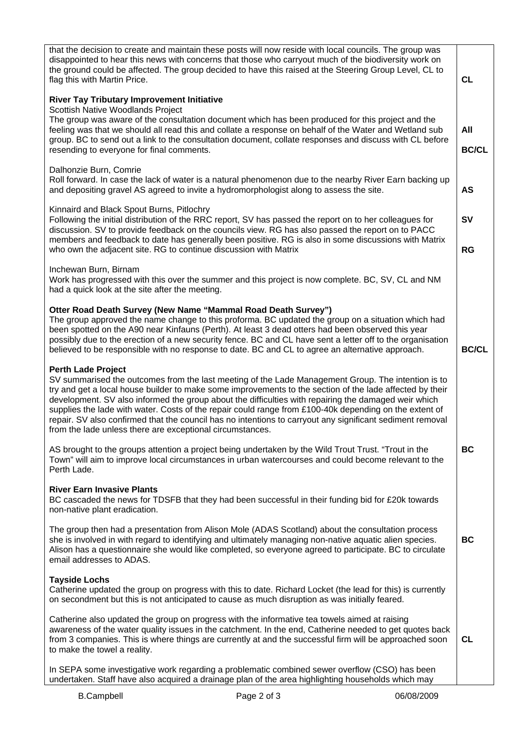| | |
|---|---|
| that the decision to create and maintain these posts will now reside with local councils. The group was disappointed to hear this news with concerns that those who carryout much of the biodiversity work on the ground could be affected. The group decided to have this raised at the Steering Group Level, CL to flag this with Martin Price. | **CL** |
| **River Tay Tributary Improvement Initiative**<br>Scottish Native Woodlands Project<br>The group was aware of the consultation document which has been produced for this project and the feeling was that we should all read this and collate a response on behalf of the Water and Wetland sub group. BC to send out a link to the consultation document, collate responses and discuss with CL before resending to everyone for final comments. | **All**<br><br>**BC/CL** |
| Dalhonzie Burn, Comrie<br>Roll forward. In case the lack of water is a natural phenomenon due to the nearby River Earn backing up and depositing gravel AS agreed to invite a hydromorphologist along to assess the site. | **AS** |
| Kinnaird and Black Spout Burns, Pitlochry<br>Following the initial distribution of the RRC report, SV has passed the report on to her colleagues for discussion. SV to provide feedback on the councils view. RG has also passed the report on to PACC members and feedback to date has generally been positive. RG is also in some discussions with Matrix who own the adjacent site. RG to continue discussion with Matrix | **SV**<br><br>**RG** |
| Inchewan Burn, Birnam<br>Work has progressed with this over the summer and this project is now complete. BC, SV, CL and NM had a quick look at the site after the meeting. | |
| **Otter Road Death Survey (New Name "Mammal Road Death Survey")**<br>The group approved the name change to this proforma. BC updated the group on a situation which had been spotted on the A90 near Kinfauns (Perth). At least 3 dead otters had been observed this year possibly due to the erection of a new security fence. BC and CL have sent a letter off to the organisation believed to be responsible with no response to date. BC and CL to agree an alternative approach. | **BC/CL** |
| **Perth Lade Project**<br>SV summarised the outcomes from the last meeting of the Lade Management Group. The intention is to try and get a local house builder to make some improvements to the section of the lade affected by their development. SV also informed the group about the difficulties with repairing the damaged weir which supplies the lade with water. Costs of the repair could range from £100-40k depending on the extent of repair. SV also confirmed that the council has no intentions to carryout any significant sediment removal from the lade unless there are exceptional circumstances. | |
| AS brought to the groups attention a project being undertaken by the Wild Trout Trust. "Trout in the Town" will aim to improve local circumstances in urban watercourses and could become relevant to the Perth Lade. | **BC** |
| **River Earn Invasive Plants**<br>BC cascaded the news for TDSFB that they had been successful in their funding bid for £20k towards non-native plant eradication. | |
| The group then had a presentation from Alison Mole (ADAS Scotland) about the consultation process she is involved in with regard to identifying and ultimately managing non-native aquatic alien species. Alison has a questionnaire she would like completed, so everyone agreed to participate. BC to circulate email addresses to ADAS. | **BC** |
| **Tayside Lochs**<br>Catherine updated the group on progress with this to date. Richard Locket (the lead for this) is currently on secondment but this is not anticipated to cause as much disruption as was initially feared. | |
| Catherine also updated the group on progress with the informative tea towels aimed at raising awareness of the water quality issues in the catchment. In the end, Catherine needed to get quotes back from 3 companies. This is where things are currently at and the successful firm will be approached soon to make the towel a reality. | **CL** |
| In SEPA some investigative work regarding a problematic combined sewer overflow (CSO) has been undertaken. Staff have also acquired a drainage plan of the area highlighting households which may | |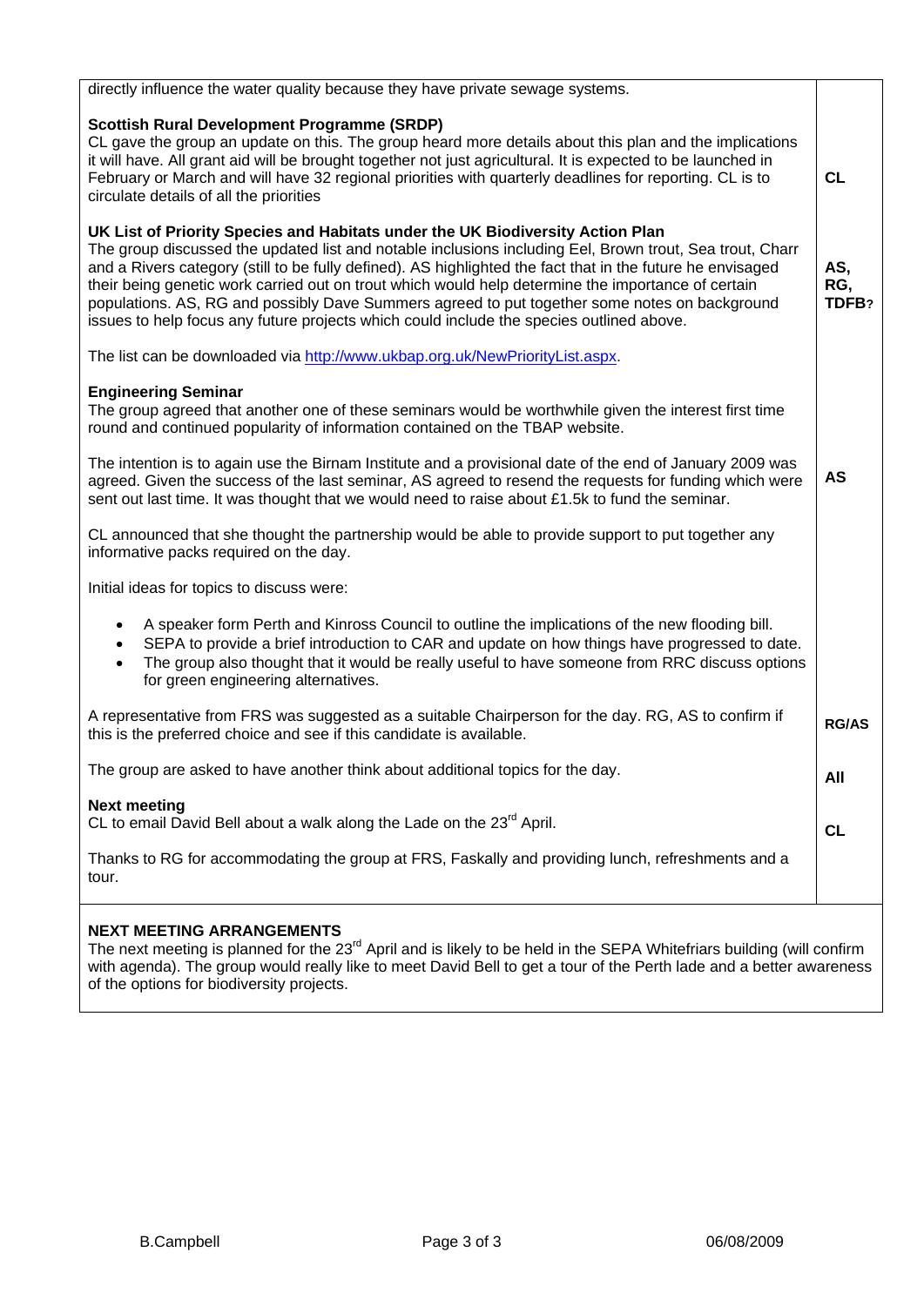| | |
|---|---|
| directly influence the water quality because they have private sewage systems. | |
| **Scottish Rural Development Programme (SRDP)**<br>CL gave the group an update on this. The group heard more details about this plan and the implications it will have. All grant aid will be brought together not just agricultural. It is expected to be launched in February or March and will have 32 regional priorities with quarterly deadlines for reporting. CL is to circulate details of all the priorities | **CL** |
| **UK List of Priority Species and Habitats under the UK Biodiversity Action Plan**<br>The group discussed the updated list and notable inclusions including Eel, Brown trout, Sea trout, Charr and a Rivers category (still to be fully defined). AS highlighted the fact that in the future he envisaged their being genetic work carried out on trout which would help determine the importance of certain populations. AS, RG and possibly Dave Summers agreed to put together some notes on background issues to help focus any future projects which could include the species outlined above. | **AS, RG, TDFB?** |
| The list can be downloaded via http://www.ukbap.org.uk/NewPriorityList.aspx. | |
| **Engineering Seminar**<br>The group agreed that another one of these seminars would be worthwhile given the interest first time round and continued popularity of information contained on the TBAP website. | |
| The intention is to again use the Birnam Institute and a provisional date of the end of January 2009 was agreed. Given the success of the last seminar, AS agreed to resend the requests for funding which were sent out last time. It was thought that we would need to raise about £1.5k to fund the seminar. | **AS** |
| CL announced that she thought the partnership would be able to provide support to put together any informative packs required on the day. | |
| Initial ideas for topics to discuss were:<br>• A speaker form Perth and Kinross Council to outline the implications of the new flooding bill.<br>• SEPA to provide a brief introduction to CAR and update on how things have progressed to date.<br>• The group also thought that it would be really useful to have someone from RRC discuss options for green engineering alternatives. | |
| A representative from FRS was suggested as a suitable Chairperson for the day. RG, AS to confirm if this is the preferred choice and see if this candidate is available. | **RG/AS** |
| The group are asked to have another think about additional topics for the day. | **All** |
| **Next meeting**<br>CL to email David Bell about a walk along the Lade on the 23rd April. | **CL** |
| Thanks to RG for accommodating the group at FRS, Faskally and providing lunch, refreshments and a tour. | |

**NEXT MEETING ARRANGEMENTS**

The next meeting is planned for the 23rd April and is likely to be held in the SEPA Whitefriars building (will confirm with agenda). The group would really like to meet David Bell to get a tour of the Perth lade and a better awareness of the options for biodiversity projects.